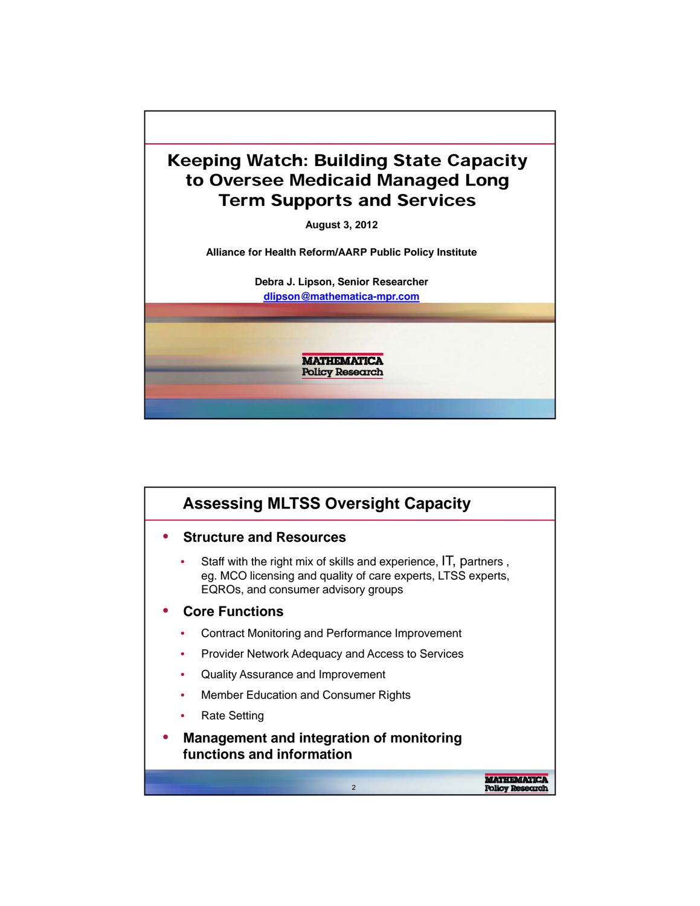# Keeping Watch: Building State Capacity to Oversee Medicaid Managed Long Term Supports and Services

**August 3, 2012**

**Alliance for Health Reform/AARP Public Policy Institute**

**Debra J. Lipson, Senior Researcher**
dlipson@mathematica-mpr.com

MATHEMATICA Policy Research

## Assessing MLTSS Oversight Capacity

- **Structure and Resources**
  - Staff with the right mix of skills and experience, IT, partners , eg. MCO licensing and quality of care experts, LTSS experts, EQROs, and consumer advisory groups
- **Core Functions**
  - Contract Monitoring and Performance Improvement
  - Provider Network Adequacy and Access to Services
  - Quality Assurance and Improvement
  - Member Education and Consumer Rights
  - Rate Setting
- **Management and integration of monitoring functions and information**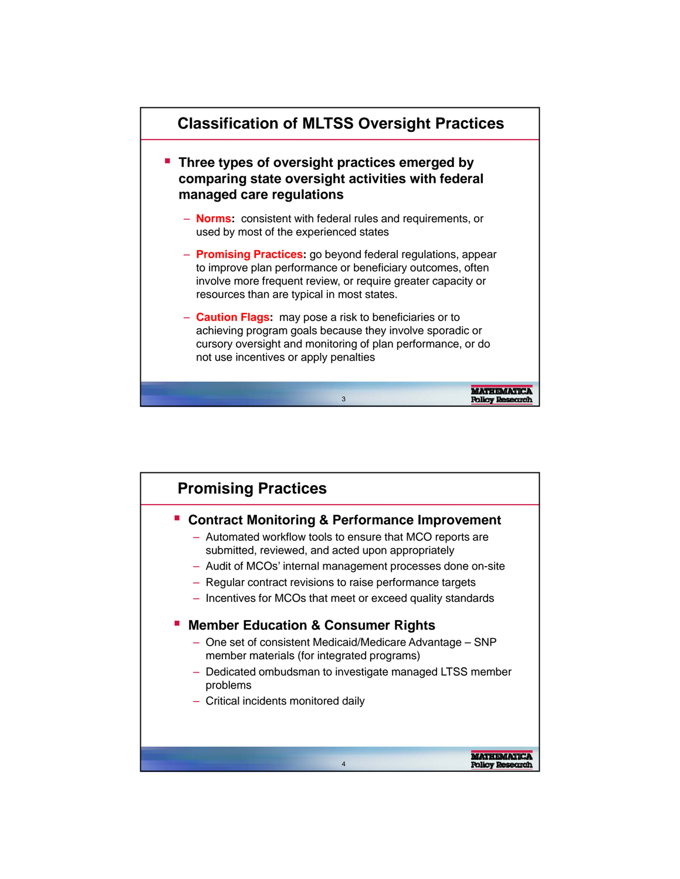## Classification of MLTSS Oversight Practices

- **Three types of oversight practices emerged by comparing state oversight activities with federal managed care regulations**
  - **Norms**: consistent with federal rules and requirements, or used by most of the experienced states
  - **Promising Practices**: go beyond federal regulations, appear to improve plan performance or beneficiary outcomes, often involve more frequent review, or require greater capacity or resources than are typical in most states.
  - **Caution Flags**: may pose a risk to beneficiaries or to achieving program goals because they involve sporadic or cursory oversight and monitoring of plan performance, or do not use incentives or apply penalties

## Promising Practices

- **Contract Monitoring & Performance Improvement**
  - Automated workflow tools to ensure that MCO reports are submitted, reviewed, and acted upon appropriately
  - Audit of MCOs' internal management processes done on-site
  - Regular contract revisions to raise performance targets
  - Incentives for MCOs that meet or exceed quality standards
- **Member Education & Consumer Rights**
  - One set of consistent Medicaid/Medicare Advantage – SNP member materials (for integrated programs)
  - Dedicated ombudsman to investigate managed LTSS member problems
  - Critical incidents monitored daily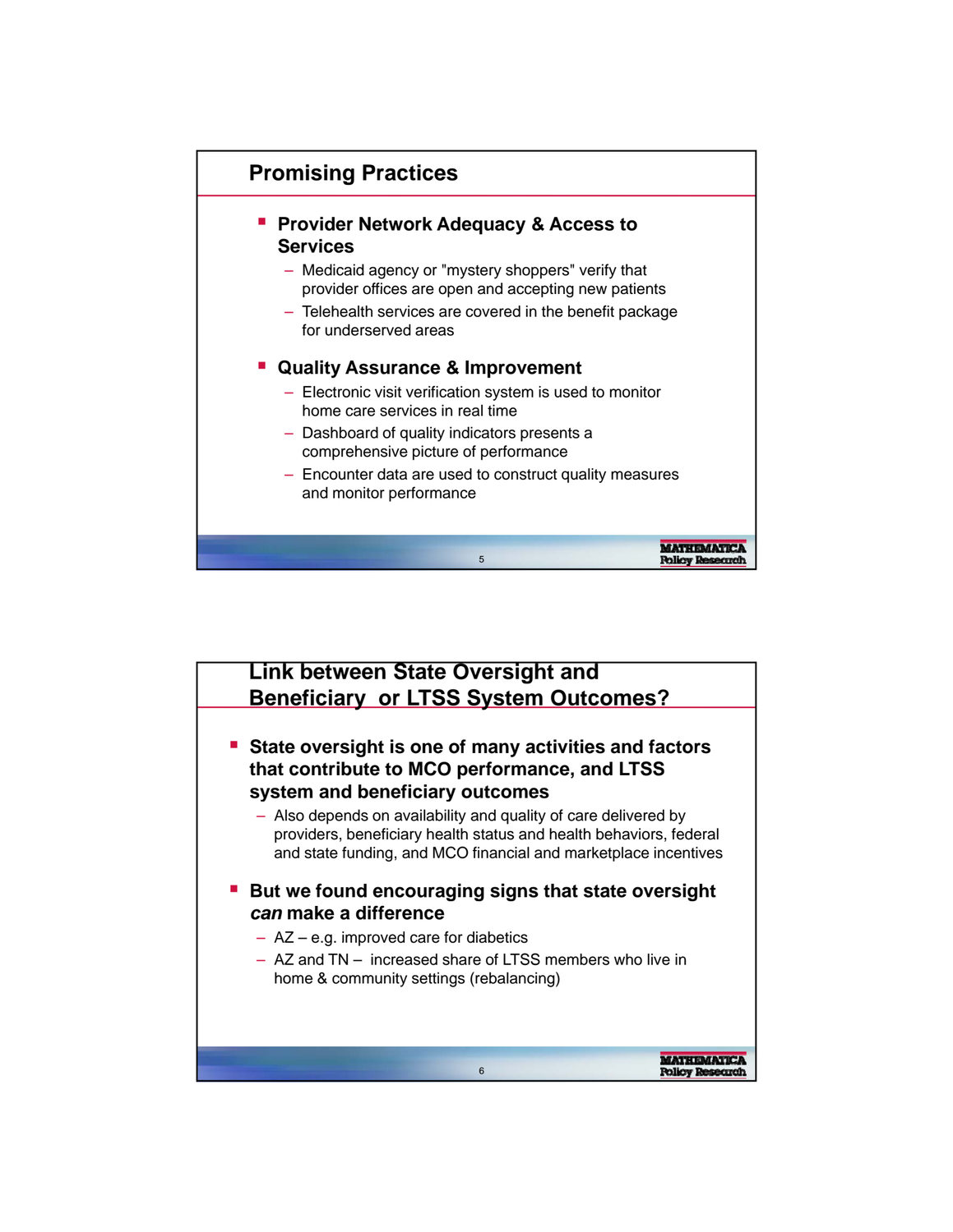## Promising Practices

- **Provider Network Adequacy & Access to Services**
  - Medicaid agency or "mystery shoppers" verify that provider offices are open and accepting new patients
  - Telehealth services are covered in the benefit package for underserved areas
- **Quality Assurance & Improvement**
  - Electronic visit verification system is used to monitor home care services in real time
  - Dashboard of quality indicators presents a comprehensive picture of performance
  - Encounter data are used to construct quality measures and monitor performance

## Link between State Oversight and Beneficiary or LTSS System Outcomes?

- **State oversight is one of many activities and factors that contribute to MCO performance, and LTSS system and beneficiary outcomes**
  - Also depends on availability and quality of care delivered by providers, beneficiary health status and health behaviors, federal and state funding, and MCO financial and marketplace incentives
- **But we found encouraging signs that state oversight *can* make a difference**
  - AZ – e.g. improved care for diabetics
  - AZ and TN – increased share of LTSS members who live in home & community settings (rebalancing)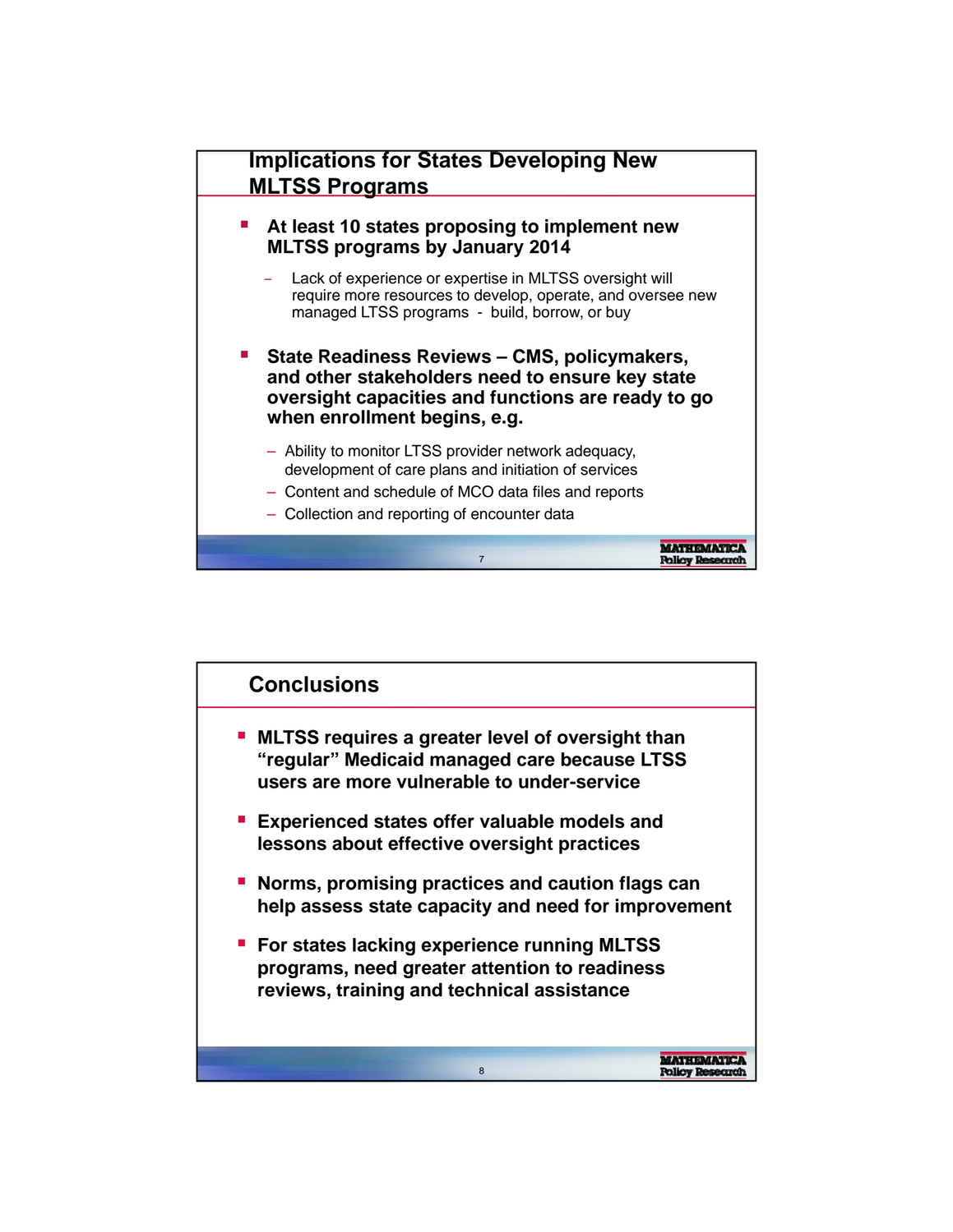## Implications for States Developing New MLTSS Programs

- **At least 10 states proposing to implement new MLTSS programs by January 2014**
  - Lack of experience or expertise in MLTSS oversight will require more resources to develop, operate, and oversee new managed LTSS programs - build, borrow, or buy
- **State Readiness Reviews – CMS, policymakers, and other stakeholders need to ensure key state oversight capacities and functions are ready to go when enrollment begins, e.g.**
  - Ability to monitor LTSS provider network adequacy, development of care plans and initiation of services
  - Content and schedule of MCO data files and reports
  - Collection and reporting of encounter data

## Conclusions

- **MLTSS requires a greater level of oversight than "regular" Medicaid managed care because LTSS users are more vulnerable to under-service**
- **Experienced states offer valuable models and lessons about effective oversight practices**
- **Norms, promising practices and caution flags can help assess state capacity and need for improvement**
- **For states lacking experience running MLTSS programs, need greater attention to readiness reviews, training and technical assistance**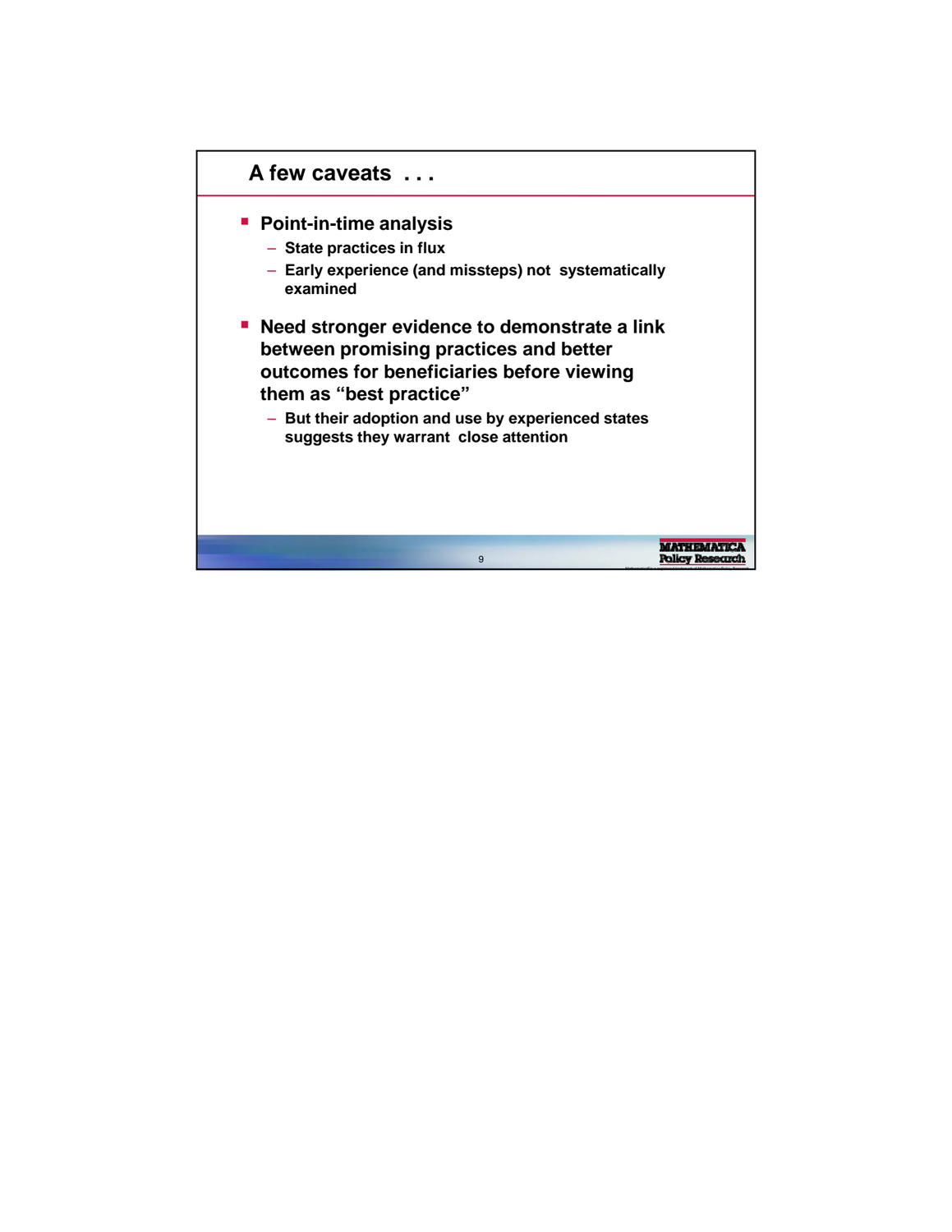## A few caveats . . .

- **Point-in-time analysis**
  - State practices in flux
  - Early experience (and missteps) not systematically examined
- **Need stronger evidence to demonstrate a link between promising practices and better outcomes for beneficiaries before viewing them as "best practice"**
  - But their adoption and use by experienced states suggests they warrant close attention